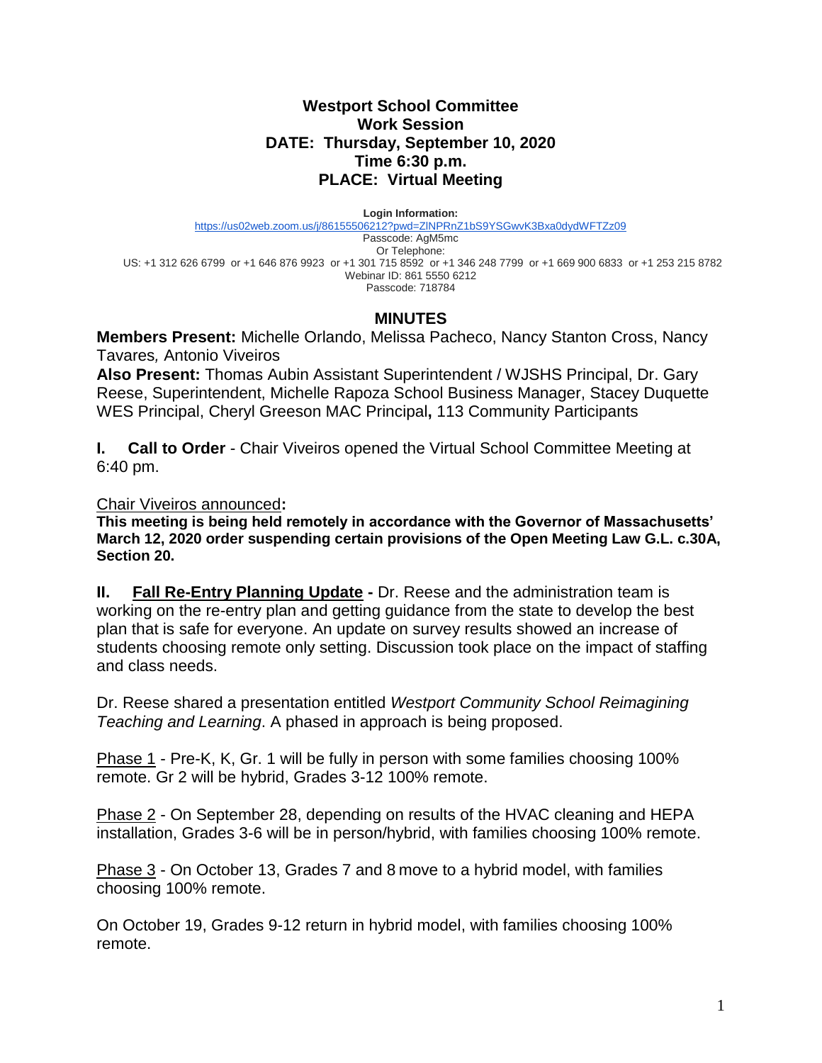**Westport School Committee**
**Work Session**
**DATE: Thursday, September 10, 2020**
**Time 6:30 p.m.**
**PLACE: Virtual Meeting**

**Login Information:**
https://us02web.zoom.us/j/86155506212?pwd=ZlNPRnZ1bS9YSGwvK3Bxa0dydWFTZz09
Passcode: AgM5mc
Or Telephone:
US: +1 312 626 6799 or +1 646 876 9923 or +1 301 715 8592 or +1 346 248 7799 or +1 669 900 6833 or +1 253 215 8782
Webinar ID: 861 5550 6212
Passcode: 718784

## MINUTES

**Members Present:** Michelle Orlando, Melissa Pacheco, Nancy Stanton Cross, Nancy Tavares*,* Antonio Viveiros
**Also Present:** Thomas Aubin Assistant Superintendent / WJSHS Principal, Dr. Gary Reese, Superintendent, Michelle Rapoza School Business Manager, Stacey Duquette WES Principal, Cheryl Greeson MAC Principal**,** 113 Community Participants

**I. Call to Order** - Chair Viveiros opened the Virtual School Committee Meeting at 6:40 pm.

Chair Viveiros announced**:**
**This meeting is being held remotely in accordance with the Governor of Massachusetts' March 12, 2020 order suspending certain provisions of the Open Meeting Law G.L. c.30A, Section 20.**

**II. Fall Re-Entry Planning Update -** Dr. Reese and the administration team is working on the re-entry plan and getting guidance from the state to develop the best plan that is safe for everyone. An update on survey results showed an increase of students choosing remote only setting. Discussion took place on the impact of staffing and class needs.

Dr. Reese shared a presentation entitled *Westport Community School Reimagining Teaching and Learning*. A phased in approach is being proposed.

Phase 1 - Pre-K, K, Gr. 1 will be fully in person with some families choosing 100% remote. Gr 2 will be hybrid, Grades 3-12 100% remote.

Phase 2 - On September 28, depending on results of the HVAC cleaning and HEPA installation, Grades 3-6 will be in person/hybrid, with families choosing 100% remote.

Phase 3 - On October 13, Grades 7 and 8 move to a hybrid model, with families choosing 100% remote.

On October 19, Grades 9-12 return in hybrid model, with families choosing 100% remote.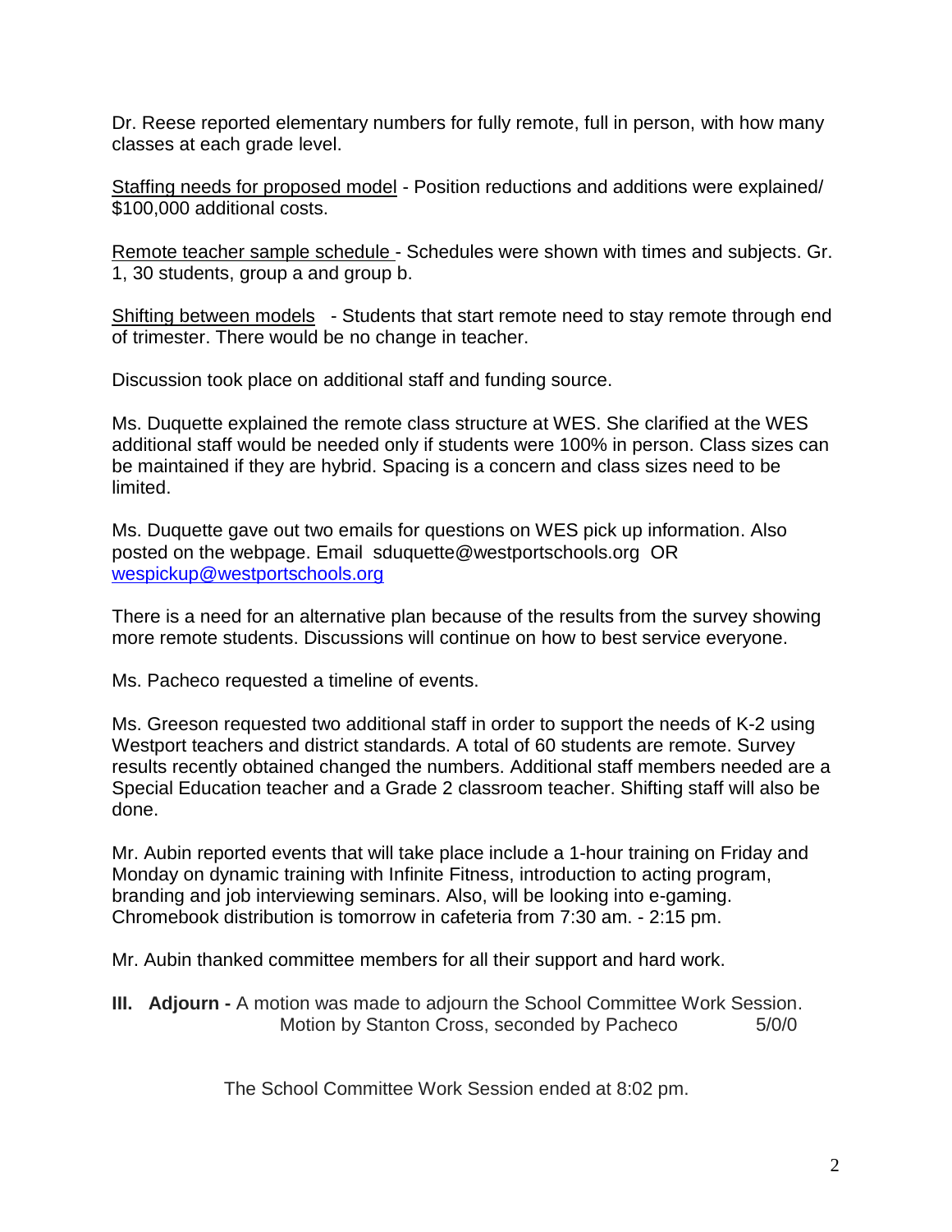Dr. Reese reported elementary numbers for fully remote, full in person, with how many classes at each grade level.

Staffing needs for proposed model - Position reductions and additions were explained/ $100,000 additional costs.

Remote teacher sample schedule - Schedules were shown with times and subjects. Gr. 1, 30 students, group a and group b.

Shifting between models - Students that start remote need to stay remote through end of trimester. There would be no change in teacher.

Discussion took place on additional staff and funding source.

Ms. Duquette explained the remote class structure at WES. She clarified at the WES additional staff would be needed only if students were 100% in person. Class sizes can be maintained if they are hybrid. Spacing is a concern and class sizes need to be limited.

Ms. Duquette gave out two emails for questions on WES pick up information. Also posted on the webpage. Email sduquette@westportschools.org OR wespickup@westportschools.org

There is a need for an alternative plan because of the results from the survey showing more remote students. Discussions will continue on how to best service everyone.

Ms. Pacheco requested a timeline of events.

Ms. Greeson requested two additional staff in order to support the needs of K-2 using Westport teachers and district standards. A total of 60 students are remote. Survey results recently obtained changed the numbers. Additional staff members needed are a Special Education teacher and a Grade 2 classroom teacher. Shifting staff will also be done.

Mr. Aubin reported events that will take place include a 1-hour training on Friday and Monday on dynamic training with Infinite Fitness, introduction to acting program, branding and job interviewing seminars. Also, will be looking into e-gaming. Chromebook distribution is tomorrow in cafeteria from 7:30 am. - 2:15 pm.

Mr. Aubin thanked committee members for all their support and hard work.

**III. Adjourn -** A motion was made to adjourn the School Committee Work Session.
Motion by Stanton Cross, seconded by Pacheco 5/0/0

The School Committee Work Session ended at 8:02 pm.